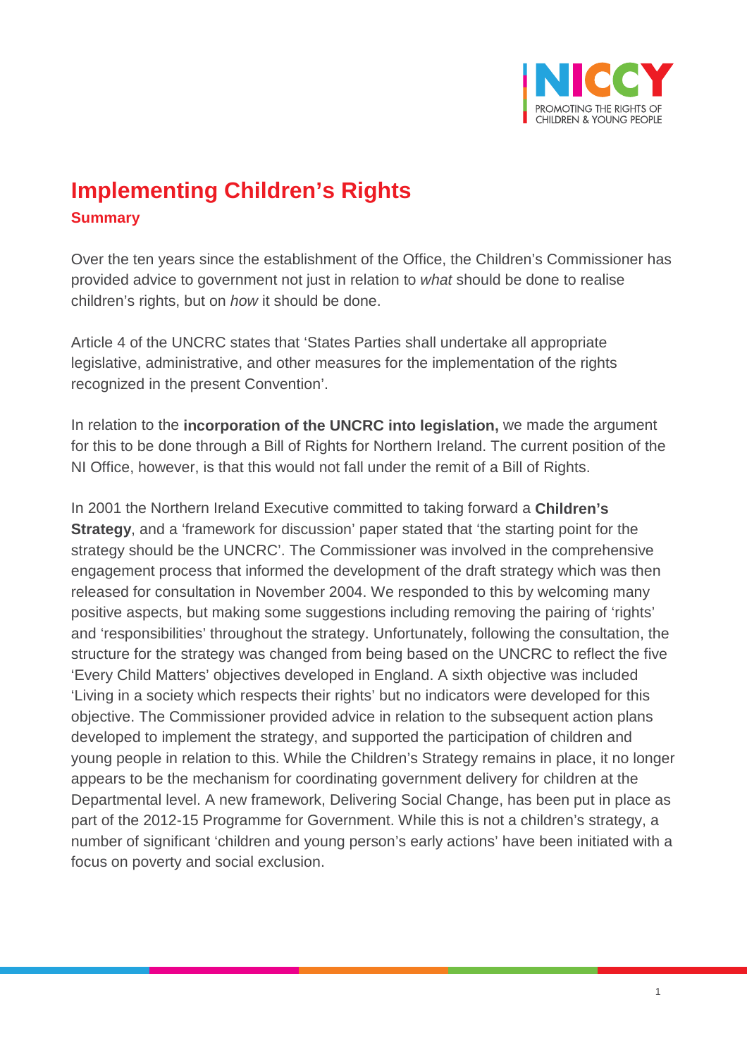# Implementing Children's Rights

## Summary

Over the ten years since the establishment of the Office, the Children's Commissioner has provided advice to government not just in relation to *what* should be done to realise children's rights, but on *how* it should be done.

Article 4 of the UNCRC states that 'States Parties shall undertake all appropriate legislative, administrative, and other measures for the implementation of the rights recognized in the present Convention'.

In relation to the **incorporation of the UNCRC into legislation,** we made the argument for this to be done through a Bill of Rights for Northern Ireland. The current position of the NI Office, however, is that this would not fall under the remit of a Bill of Rights.

In 2001 the Northern Ireland Executive committed to taking forward a **Children's Strategy**, and a 'framework for discussion' paper stated that 'the starting point for the strategy should be the UNCRC'. The Commissioner was involved in the comprehensive engagement process that informed the development of the draft strategy which was then released for consultation in November 2004. We responded to this by welcoming many positive aspects, but making some suggestions including removing the pairing of 'rights' and 'responsibilities' throughout the strategy. Unfortunately, following the consultation, the structure for the strategy was changed from being based on the UNCRC to reflect the five 'Every Child Matters' objectives developed in England. A sixth objective was included 'Living in a society which respects their rights' but no indicators were developed for this objective. The Commissioner provided advice in relation to the subsequent action plans developed to implement the strategy, and supported the participation of children and young people in relation to this. While the Children's Strategy remains in place, it no longer appears to be the mechanism for coordinating government delivery for children at the Departmental level. A new framework, Delivering Social Change, has been put in place as part of the 2012-15 Programme for Government. While this is not a children's strategy, a number of significant 'children and young person's early actions' have been initiated with a focus on poverty and social exclusion.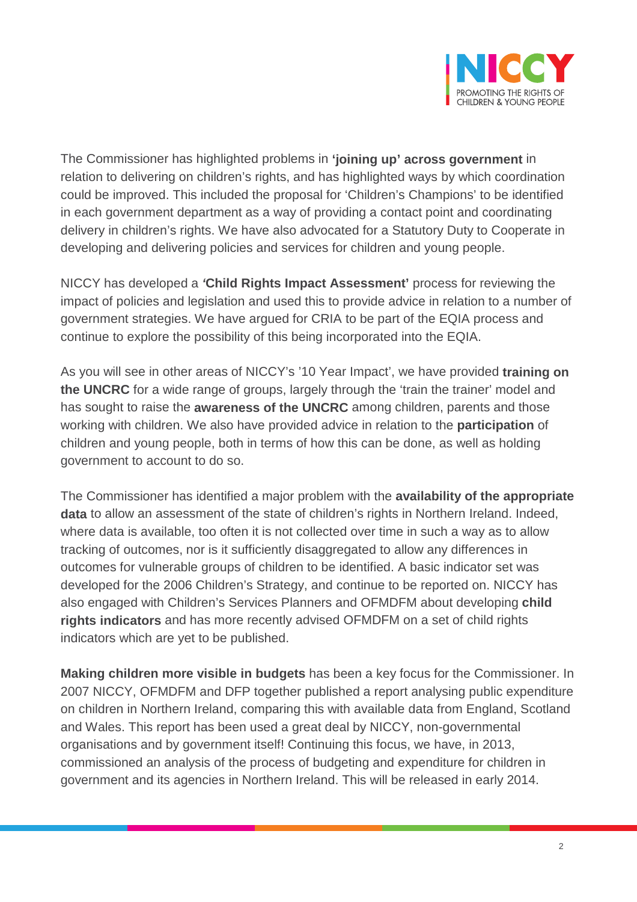The Commissioner has highlighted problems in **'joining up' across government** in relation to delivering on children's rights, and has highlighted ways by which coordination could be improved. This included the proposal for 'Children's Champions' to be identified in each government department as a way of providing a contact point and coordinating delivery in children's rights. We have also advocated for a Statutory Duty to Cooperate in developing and delivering policies and services for children and young people.

NICCY has developed a ***'*****Child Rights Impact Assessment'** process for reviewing the impact of policies and legislation and used this to provide advice in relation to a number of government strategies. We have argued for CRIA to be part of the EQIA process and continue to explore the possibility of this being incorporated into the EQIA.

As you will see in other areas of NICCY's '10 Year Impact', we have provided **training on the UNCRC** for a wide range of groups, largely through the 'train the trainer' model and has sought to raise the **awareness of the UNCRC** among children, parents and those working with children. We also have provided advice in relation to the **participation** of children and young people, both in terms of how this can be done, as well as holding government to account to do so.

The Commissioner has identified a major problem with the **availability of the appropriate data** to allow an assessment of the state of children's rights in Northern Ireland. Indeed, where data is available, too often it is not collected over time in such a way as to allow tracking of outcomes, nor is it sufficiently disaggregated to allow any differences in outcomes for vulnerable groups of children to be identified. A basic indicator set was developed for the 2006 Children's Strategy, and continue to be reported on. NICCY has also engaged with Children's Services Planners and OFMDFM about developing **child rights indicators** and has more recently advised OFMDFM on a set of child rights indicators which are yet to be published.

**Making children more visible in budgets** has been a key focus for the Commissioner. In 2007 NICCY, OFMDFM and DFP together published a report analysing public expenditure on children in Northern Ireland, comparing this with available data from England, Scotland and Wales. This report has been used a great deal by NICCY, non-governmental organisations and by government itself! Continuing this focus, we have, in 2013, commissioned an analysis of the process of budgeting and expenditure for children in government and its agencies in Northern Ireland. This will be released in early 2014.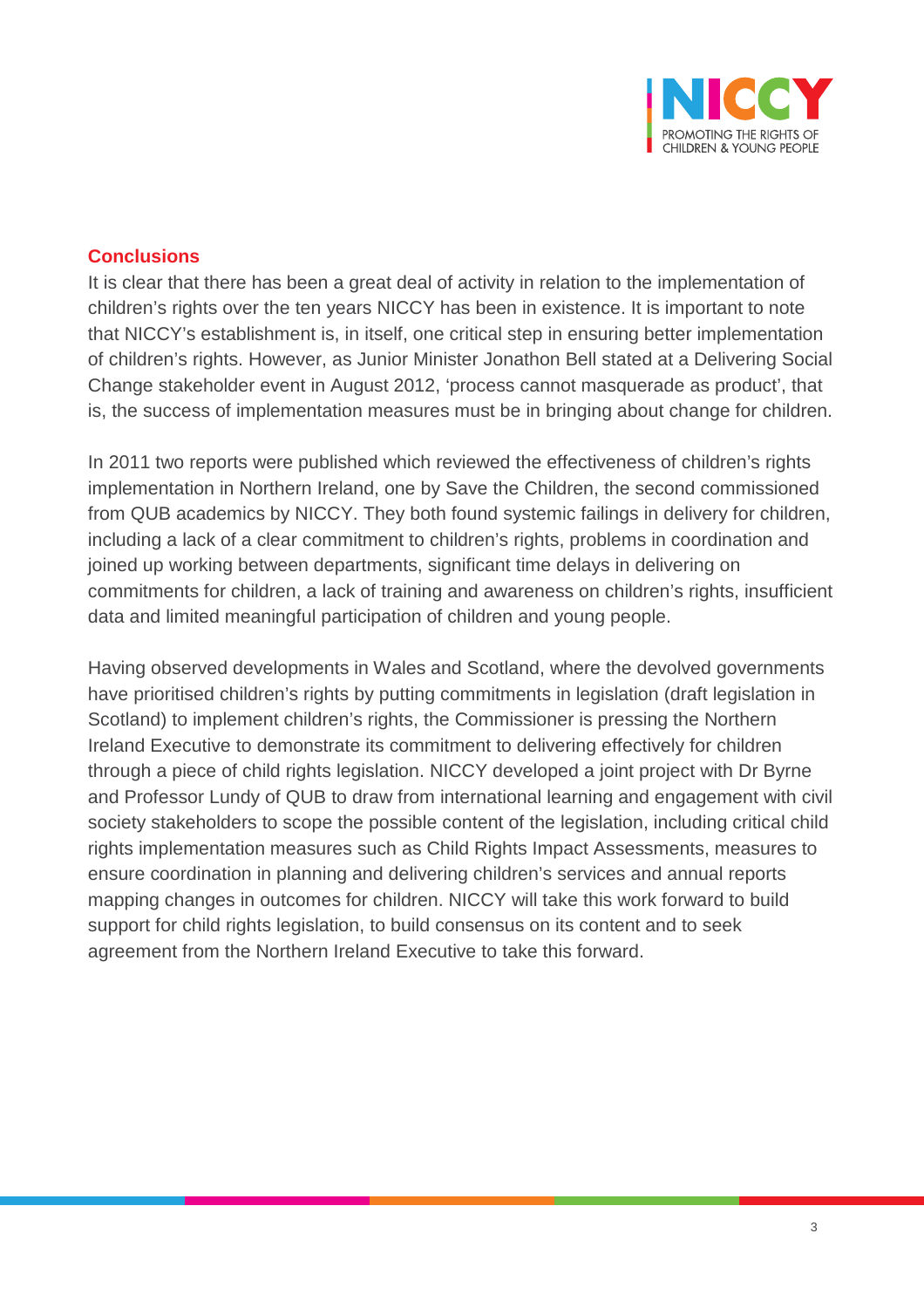## Conclusions

It is clear that there has been a great deal of activity in relation to the implementation of children's rights over the ten years NICCY has been in existence. It is important to note that NICCY's establishment is, in itself, one critical step in ensuring better implementation of children's rights. However, as Junior Minister Jonathon Bell stated at a Delivering Social Change stakeholder event in August 2012, 'process cannot masquerade as product', that is, the success of implementation measures must be in bringing about change for children.

In 2011 two reports were published which reviewed the effectiveness of children's rights implementation in Northern Ireland, one by Save the Children, the second commissioned from QUB academics by NICCY. They both found systemic failings in delivery for children, including a lack of a clear commitment to children's rights, problems in coordination and joined up working between departments, significant time delays in delivering on commitments for children, a lack of training and awareness on children's rights, insufficient data and limited meaningful participation of children and young people.

Having observed developments in Wales and Scotland, where the devolved governments have prioritised children's rights by putting commitments in legislation (draft legislation in Scotland) to implement children's rights, the Commissioner is pressing the Northern Ireland Executive to demonstrate its commitment to delivering effectively for children through a piece of child rights legislation. NICCY developed a joint project with Dr Byrne and Professor Lundy of QUB to draw from international learning and engagement with civil society stakeholders to scope the possible content of the legislation, including critical child rights implementation measures such as Child Rights Impact Assessments, measures to ensure coordination in planning and delivering children's services and annual reports mapping changes in outcomes for children. NICCY will take this work forward to build support for child rights legislation, to build consensus on its content and to seek agreement from the Northern Ireland Executive to take this forward.